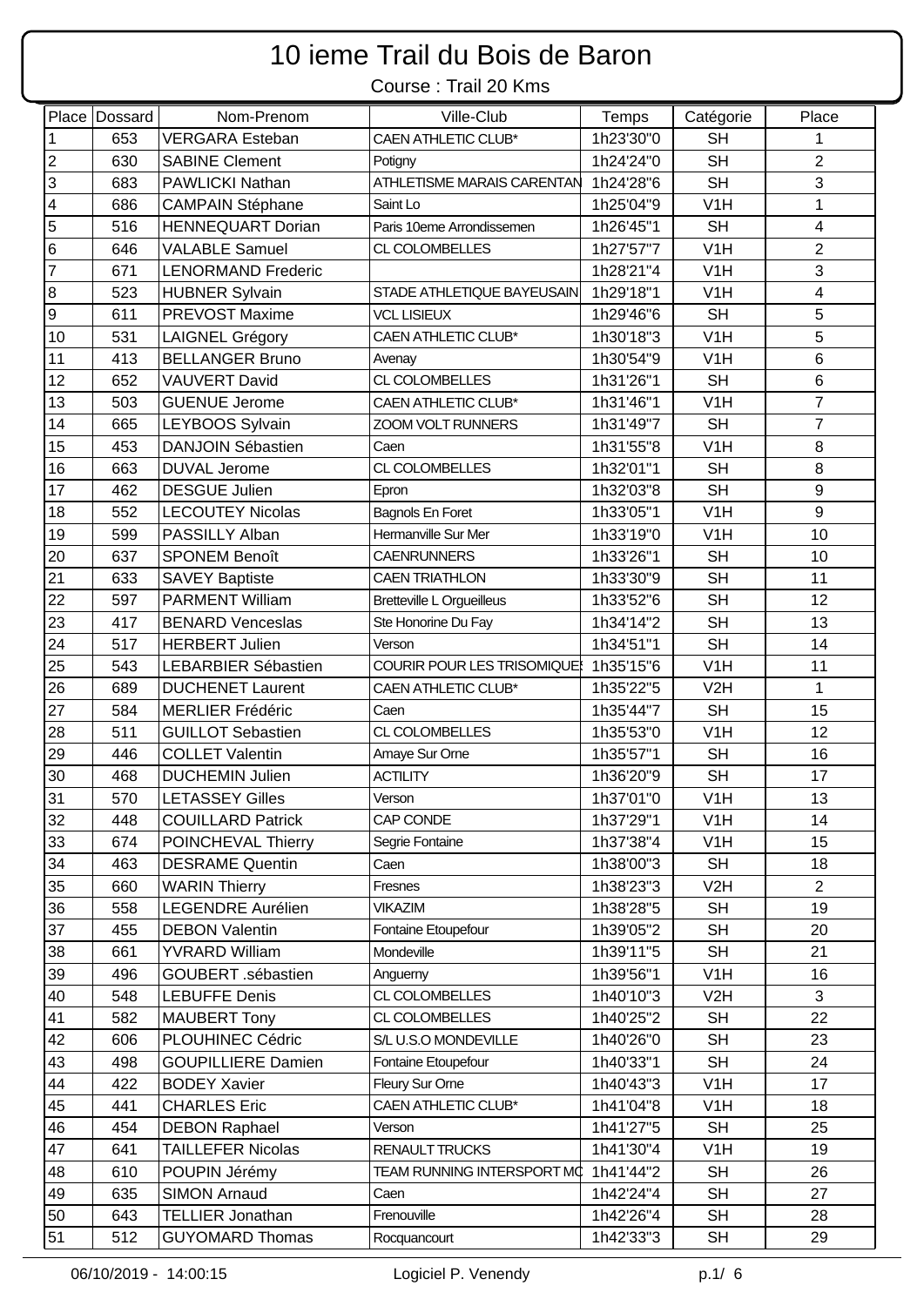# 10 ieme Trail du Bois de Baron

Course : Trail 20 Kms

| Place | Dossard | Nom-Prenom | Ville-Club | Temps | Catégorie | Place |
|---|---|---|---|---|---|---|
| 1 | 653 | VERGARA Esteban | CAEN ATHLETIC CLUB* | 1h23'30"0 | SH | 1 |
| 2 | 630 | SABINE Clement | Potigny | 1h24'24"0 | SH | 2 |
| 3 | 683 | PAWLICKI Nathan | ATHLETISME MARAIS CARENTAN | 1h24'28"6 | SH | 3 |
| 4 | 686 | CAMPAIN Stéphane | Saint Lo | 1h25'04"9 | V1H | 1 |
| 5 | 516 | HENNEQUART Dorian | Paris 10eme Arrondissemen | 1h26'45"1 | SH | 4 |
| 6 | 646 | VALABLE Samuel | CL COLOMBELLES | 1h27'57"7 | V1H | 2 |
| 7 | 671 | LENORMAND Frederic | | 1h28'21"4 | V1H | 3 |
| 8 | 523 | HUBNER Sylvain | STADE ATHLETIQUE BAYEUSAIN | 1h29'18"1 | V1H | 4 |
| 9 | 611 | PREVOST Maxime | VCL LISIEUX | 1h29'46"6 | SH | 5 |
| 10 | 531 | LAIGNEL Grégory | CAEN ATHLETIC CLUB* | 1h30'18"3 | V1H | 5 |
| 11 | 413 | BELLANGER Bruno | Avenay | 1h30'54"9 | V1H | 6 |
| 12 | 652 | VAUVERT David | CL COLOMBELLES | 1h31'26"1 | SH | 6 |
| 13 | 503 | GUENUE Jerome | CAEN ATHLETIC CLUB* | 1h31'46"1 | V1H | 7 |
| 14 | 665 | LEYBOOS Sylvain | ZOOM VOLT RUNNERS | 1h31'49"7 | SH | 7 |
| 15 | 453 | DANJOIN Sébastien | Caen | 1h31'55"8 | V1H | 8 |
| 16 | 663 | DUVAL Jerome | CL COLOMBELLES | 1h32'01"1 | SH | 8 |
| 17 | 462 | DESGUE Julien | Epron | 1h32'03"8 | SH | 9 |
| 18 | 552 | LECOUTEY Nicolas | Bagnols En Foret | 1h33'05"1 | V1H | 9 |
| 19 | 599 | PASSILLY Alban | Hermanville Sur Mer | 1h33'19"0 | V1H | 10 |
| 20 | 637 | SPONEM Benoît | CAENRUNNERS | 1h33'26"1 | SH | 10 |
| 21 | 633 | SAVEY Baptiste | CAEN TRIATHLON | 1h33'30"9 | SH | 11 |
| 22 | 597 | PARMENT William | Bretteville L Orgueilleus | 1h33'52"6 | SH | 12 |
| 23 | 417 | BENARD Venceslas | Ste Honorine Du Fay | 1h34'14"2 | SH | 13 |
| 24 | 517 | HERBERT Julien | Verson | 1h34'51"1 | SH | 14 |
| 25 | 543 | LEBARBIER Sébastien | COURIR POUR LES TRISOMIQUES | 1h35'15"6 | V1H | 11 |
| 26 | 689 | DUCHENET Laurent | CAEN ATHLETIC CLUB* | 1h35'22"5 | V2H | 1 |
| 27 | 584 | MERLIER Frédéric | Caen | 1h35'44"7 | SH | 15 |
| 28 | 511 | GUILLOT Sebastien | CL COLOMBELLES | 1h35'53"0 | V1H | 12 |
| 29 | 446 | COLLET Valentin | Amaye Sur Orne | 1h35'57"1 | SH | 16 |
| 30 | 468 | DUCHEMIN Julien | ACTILITY | 1h36'20"9 | SH | 17 |
| 31 | 570 | LETASSEY Gilles | Verson | 1h37'01"0 | V1H | 13 |
| 32 | 448 | COUILLARD Patrick | CAP CONDE | 1h37'29"1 | V1H | 14 |
| 33 | 674 | POINCHEVAL Thierry | Segrie Fontaine | 1h37'38"4 | V1H | 15 |
| 34 | 463 | DESRAME Quentin | Caen | 1h38'00"3 | SH | 18 |
| 35 | 660 | WARIN Thierry | Fresnes | 1h38'23"3 | V2H | 2 |
| 36 | 558 | LEGENDRE Aurélien | VIKAZIM | 1h38'28"5 | SH | 19 |
| 37 | 455 | DEBON Valentin | Fontaine Etoupefour | 1h39'05"2 | SH | 20 |
| 38 | 661 | YVRARD William | Mondeville | 1h39'11"5 | SH | 21 |
| 39 | 496 | GOUBERT .sébastien | Anguerny | 1h39'56"1 | V1H | 16 |
| 40 | 548 | LEBUFFE Denis | CL COLOMBELLES | 1h40'10"3 | V2H | 3 |
| 41 | 582 | MAUBERT Tony | CL COLOMBELLES | 1h40'25"2 | SH | 22 |
| 42 | 606 | PLOUHINEC Cédric | S/L U.S.O MONDEVILLE | 1h40'26"0 | SH | 23 |
| 43 | 498 | GOUPILLIERE Damien | Fontaine Etoupefour | 1h40'33"1 | SH | 24 |
| 44 | 422 | BODEY Xavier | Fleury Sur Orne | 1h40'43"3 | V1H | 17 |
| 45 | 441 | CHARLES Eric | CAEN ATHLETIC CLUB* | 1h41'04"8 | V1H | 18 |
| 46 | 454 | DEBON Raphael | Verson | 1h41'27"5 | SH | 25 |
| 47 | 641 | TAILLEFER Nicolas | RENAULT TRUCKS | 1h41'30"4 | V1H | 19 |
| 48 | 610 | POUPIN Jérémy | TEAM RUNNING INTERSPORT MO | 1h41'44"2 | SH | 26 |
| 49 | 635 | SIMON Arnaud | Caen | 1h42'24"4 | SH | 27 |
| 50 | 643 | TELLIER Jonathan | Frenouville | 1h42'26"4 | SH | 28 |
| 51 | 512 | GUYOMARD Thomas | Rocquancourt | 1h42'33"3 | SH | 29 |

06/10/2019 - 14:00:15 Logiciel P. Venendy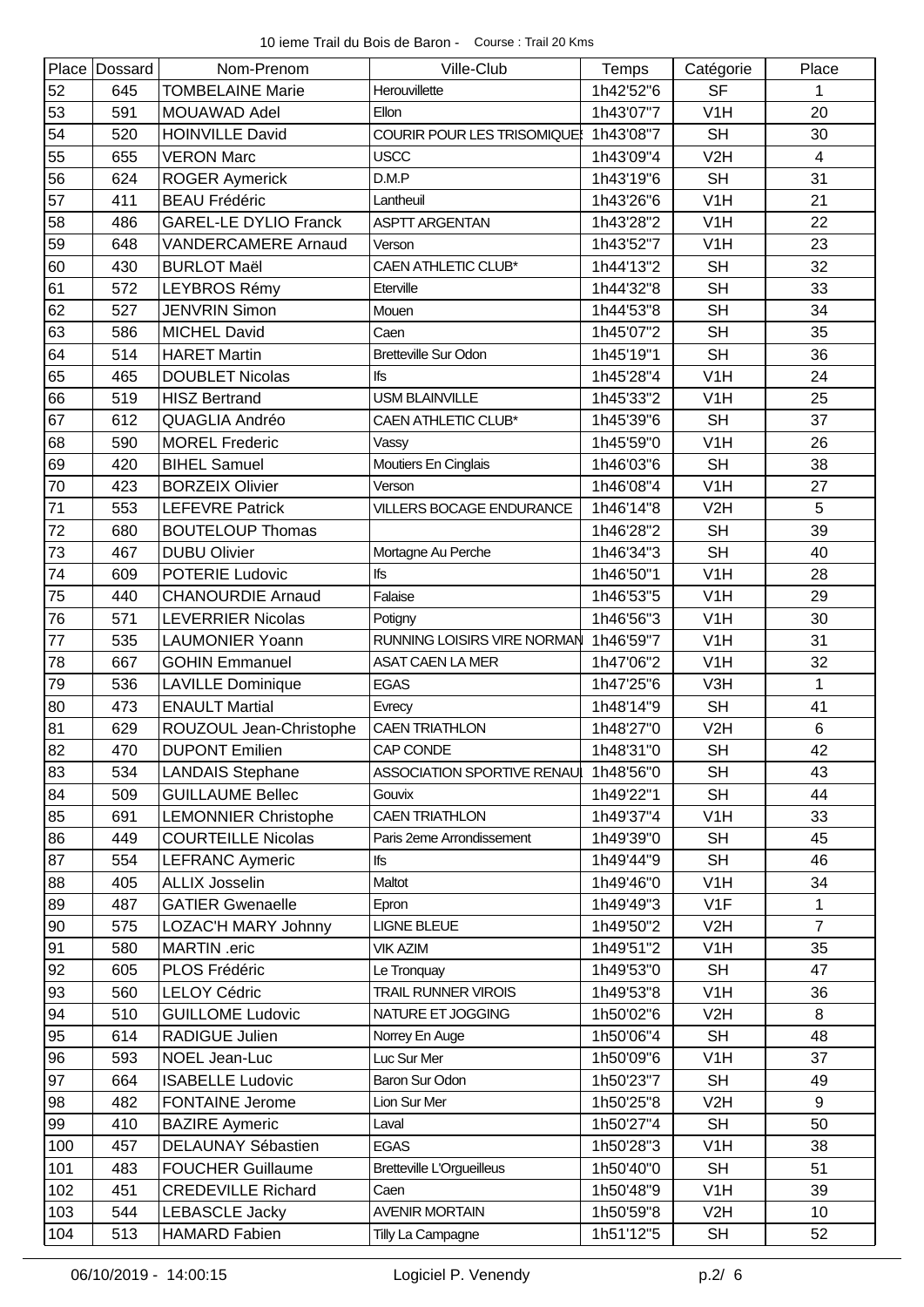10 ieme Trail du Bois de Baron - Course : Trail 20 Kms

| Place | Dossard | Nom-Prenom | Ville-Club | Temps | Catégorie | Place |
|---|---|---|---|---|---|---|
| 52 | 645 | TOMBELAINE Marie | Herouvillette | 1h42'52"6 | SF | 1 |
| 53 | 591 | MOUAWAD Adel | Ellon | 1h43'07"7 | V1H | 20 |
| 54 | 520 | HOINVILLE David | COURIR POUR LES TRISOMIQUES | 1h43'08"7 | SH | 30 |
| 55 | 655 | VERON Marc | USCC | 1h43'09"4 | V2H | 4 |
| 56 | 624 | ROGER Aymerick | D.M.P | 1h43'19"6 | SH | 31 |
| 57 | 411 | BEAU Frédéric | Lantheuil | 1h43'26"6 | V1H | 21 |
| 58 | 486 | GAREL-LE DYLIO Franck | ASPTT ARGENTAN | 1h43'28"2 | V1H | 22 |
| 59 | 648 | VANDERCAMERE Arnaud | Verson | 1h43'52"7 | V1H | 23 |
| 60 | 430 | BURLOT Maël | CAEN ATHLETIC CLUB* | 1h44'13"2 | SH | 32 |
| 61 | 572 | LEYBROS Rémy | Eterville | 1h44'32"8 | SH | 33 |
| 62 | 527 | JENVRIN Simon | Mouen | 1h44'53"8 | SH | 34 |
| 63 | 586 | MICHEL David | Caen | 1h45'07"2 | SH | 35 |
| 64 | 514 | HARET Martin | Bretteville Sur Odon | 1h45'19"1 | SH | 36 |
| 65 | 465 | DOUBLET Nicolas | Ifs | 1h45'28"4 | V1H | 24 |
| 66 | 519 | HISZ Bertrand | USM BLAINVILLE | 1h45'33"2 | V1H | 25 |
| 67 | 612 | QUAGLIA Andréo | CAEN ATHLETIC CLUB* | 1h45'39"6 | SH | 37 |
| 68 | 590 | MOREL Frederic | Vassy | 1h45'59"0 | V1H | 26 |
| 69 | 420 | BIHEL Samuel | Moutiers En Cinglais | 1h46'03"6 | SH | 38 |
| 70 | 423 | BORZEIX Olivier | Verson | 1h46'08"4 | V1H | 27 |
| 71 | 553 | LEFEVRE Patrick | VILLERS BOCAGE ENDURANCE | 1h46'14"8 | V2H | 5 |
| 72 | 680 | BOUTELOUP Thomas | | 1h46'28"2 | SH | 39 |
| 73 | 467 | DUBU Olivier | Mortagne Au Perche | 1h46'34"3 | SH | 40 |
| 74 | 609 | POTERIE Ludovic | Ifs | 1h46'50"1 | V1H | 28 |
| 75 | 440 | CHANOURDIE Arnaud | Falaise | 1h46'53"5 | V1H | 29 |
| 76 | 571 | LEVERRIER Nicolas | Potigny | 1h46'56"3 | V1H | 30 |
| 77 | 535 | LAUMONIER Yoann | RUNNING LOISIRS VIRE NORMAN | 1h46'59"7 | V1H | 31 |
| 78 | 667 | GOHIN Emmanuel | ASAT CAEN LA MER | 1h47'06"2 | V1H | 32 |
| 79 | 536 | LAVILLE Dominique | EGAS | 1h47'25"6 | V3H | 1 |
| 80 | 473 | ENAULT Martial | Evrecy | 1h48'14"9 | SH | 41 |
| 81 | 629 | ROUZOUL Jean-Christophe | CAEN TRIATHLON | 1h48'27"0 | V2H | 6 |
| 82 | 470 | DUPONT Emilien | CAP CONDE | 1h48'31"0 | SH | 42 |
| 83 | 534 | LANDAIS Stephane | ASSOCIATION SPORTIVE RENAUL | 1h48'56"0 | SH | 43 |
| 84 | 509 | GUILLAUME Bellec | Gouvix | 1h49'22"1 | SH | 44 |
| 85 | 691 | LEMONNIER Christophe | CAEN TRIATHLON | 1h49'37"4 | V1H | 33 |
| 86 | 449 | COURTEILLE Nicolas | Paris 2eme Arrondissement | 1h49'39"0 | SH | 45 |
| 87 | 554 | LEFRANC Aymeric | Ifs | 1h49'44"9 | SH | 46 |
| 88 | 405 | ALLIX Josselin | Maltot | 1h49'46"0 | V1H | 34 |
| 89 | 487 | GATIER Gwenaelle | Epron | 1h49'49"3 | V1F | 1 |
| 90 | 575 | LOZAC'H MARY Johnny | LIGNE BLEUE | 1h49'50"2 | V2H | 7 |
| 91 | 580 | MARTIN .eric | VIK AZIM | 1h49'51"2 | V1H | 35 |
| 92 | 605 | PLOS Frédéric | Le Tronquay | 1h49'53"0 | SH | 47 |
| 93 | 560 | LELOY Cédric | TRAIL RUNNER VIROIS | 1h49'53"8 | V1H | 36 |
| 94 | 510 | GUILLOME Ludovic | NATURE ET JOGGING | 1h50'02"6 | V2H | 8 |
| 95 | 614 | RADIGUE Julien | Norrey En Auge | 1h50'06"4 | SH | 48 |
| 96 | 593 | NOEL Jean-Luc | Luc Sur Mer | 1h50'09"6 | V1H | 37 |
| 97 | 664 | ISABELLE Ludovic | Baron Sur Odon | 1h50'23"7 | SH | 49 |
| 98 | 482 | FONTAINE Jerome | Lion Sur Mer | 1h50'25"8 | V2H | 9 |
| 99 | 410 | BAZIRE Aymeric | Laval | 1h50'27"4 | SH | 50 |
| 100 | 457 | DELAUNAY Sébastien | EGAS | 1h50'28"3 | V1H | 38 |
| 101 | 483 | FOUCHER Guillaume | Bretteville L'Orgueilleus | 1h50'40"0 | SH | 51 |
| 102 | 451 | CREDEVILLE Richard | Caen | 1h50'48"9 | V1H | 39 |
| 103 | 544 | LEBASCLE Jacky | AVENIR MORTAIN | 1h50'59"8 | V2H | 10 |
| 104 | 513 | HAMARD Fabien | Tilly La Campagne | 1h51'12"5 | SH | 52 |

06/10/2019 - 14:00:15 Logiciel P. Venendy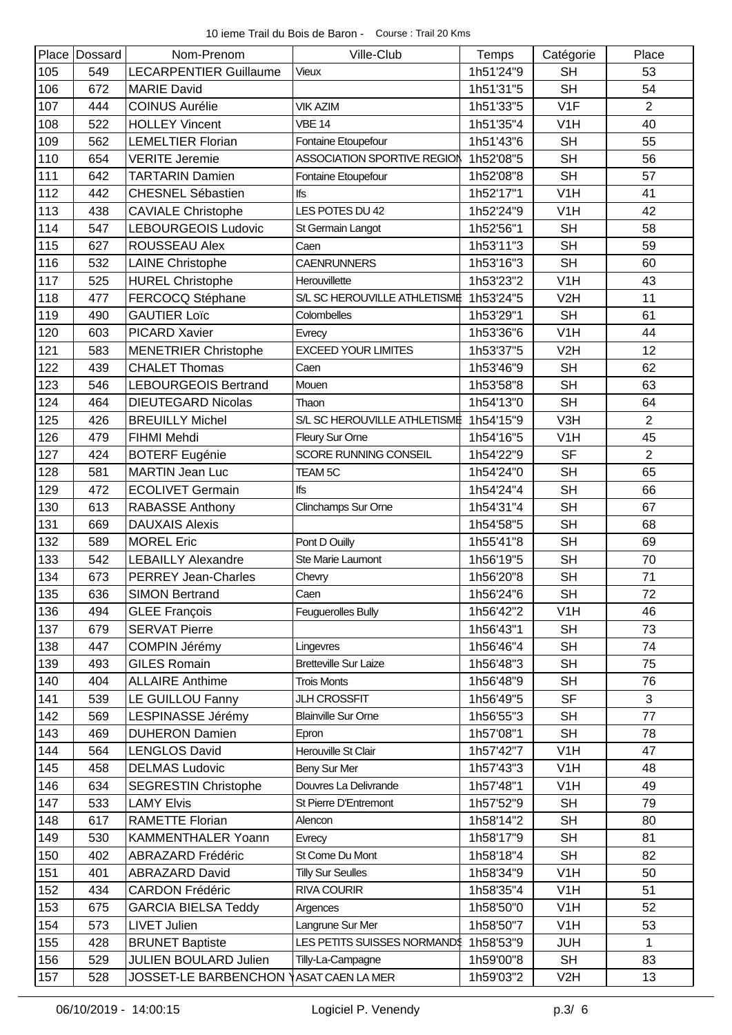10 ieme Trail du Bois de Baron - Course : Trail 20 Kms

| Place | Dossard | Nom-Prenom | Ville-Club | Temps | Catégorie | Place |
|---|---|---|---|---|---|---|
| 105 | 549 | LECARPENTIER Guillaume | Vieux | 1h51'24"9 | SH | 53 |
| 106 | 672 | MARIE David | | 1h51'31"5 | SH | 54 |
| 107 | 444 | COINUS Aurélie | VIK AZIM | 1h51'33"5 | V1F | 2 |
| 108 | 522 | HOLLEY Vincent | VBE 14 | 1h51'35"4 | V1H | 40 |
| 109 | 562 | LEMELTIER Florian | Fontaine Etoupefour | 1h51'43"6 | SH | 55 |
| 110 | 654 | VERITE Jeremie | ASSOCIATION SPORTIVE REGION | 1h52'08"5 | SH | 56 |
| 111 | 642 | TARTARIN Damien | Fontaine Etoupefour | 1h52'08"8 | SH | 57 |
| 112 | 442 | CHESNEL Sébastien | Ifs | 1h52'17"1 | V1H | 41 |
| 113 | 438 | CAVIALE Christophe | LES POTES DU 42 | 1h52'24"9 | V1H | 42 |
| 114 | 547 | LEBOURGEOIS Ludovic | St Germain Langot | 1h52'56"1 | SH | 58 |
| 115 | 627 | ROUSSEAU Alex | Caen | 1h53'11"3 | SH | 59 |
| 116 | 532 | LAINE Christophe | CAENRUNNERS | 1h53'16"3 | SH | 60 |
| 117 | 525 | HUREL Christophe | Herouvillette | 1h53'23"2 | V1H | 43 |
| 118 | 477 | FERCOCQ Stéphane | S/L SC HEROUVILLE ATHLETISME | 1h53'24"5 | V2H | 11 |
| 119 | 490 | GAUTIER Loïc | Colombelles | 1h53'29"1 | SH | 61 |
| 120 | 603 | PICARD Xavier | Evrecy | 1h53'36"6 | V1H | 44 |
| 121 | 583 | MENETRIER Christophe | EXCEED YOUR LIMITES | 1h53'37"5 | V2H | 12 |
| 122 | 439 | CHALET Thomas | Caen | 1h53'46"9 | SH | 62 |
| 123 | 546 | LEBOURGEOIS Bertrand | Mouen | 1h53'58"8 | SH | 63 |
| 124 | 464 | DIEUTEGARD Nicolas | Thaon | 1h54'13"0 | SH | 64 |
| 125 | 426 | BREUILLY Michel | S/L SC HEROUVILLE ATHLETISME | 1h54'15"9 | V3H | 2 |
| 126 | 479 | FIHMI Mehdi | Fleury Sur Orne | 1h54'16"5 | V1H | 45 |
| 127 | 424 | BOTERF Eugénie | SCORE RUNNING CONSEIL | 1h54'22"9 | SF | 2 |
| 128 | 581 | MARTIN Jean Luc | TEAM 5C | 1h54'24"0 | SH | 65 |
| 129 | 472 | ECOLIVET Germain | Ifs | 1h54'24"4 | SH | 66 |
| 130 | 613 | RABASSE Anthony | Clinchamps Sur Orne | 1h54'31"4 | SH | 67 |
| 131 | 669 | DAUXAIS Alexis | | 1h54'58"5 | SH | 68 |
| 132 | 589 | MOREL Eric | Pont D Ouilly | 1h55'41"8 | SH | 69 |
| 133 | 542 | LEBAILLY Alexandre | Ste Marie Laumont | 1h56'19"5 | SH | 70 |
| 134 | 673 | PERREY Jean-Charles | Chevry | 1h56'20"8 | SH | 71 |
| 135 | 636 | SIMON Bertrand | Caen | 1h56'24"6 | SH | 72 |
| 136 | 494 | GLEE François | Feuguerolles Bully | 1h56'42"2 | V1H | 46 |
| 137 | 679 | SERVAT Pierre | | 1h56'43"1 | SH | 73 |
| 138 | 447 | COMPIN Jérémy | Lingevres | 1h56'46"4 | SH | 74 |
| 139 | 493 | GILES Romain | Bretteville Sur Laize | 1h56'48"3 | SH | 75 |
| 140 | 404 | ALLAIRE Anthime | Trois Monts | 1h56'48"9 | SH | 76 |
| 141 | 539 | LE GUILLOU Fanny | JLH CROSSFIT | 1h56'49"5 | SF | 3 |
| 142 | 569 | LESPINASSE Jérémy | Blainville Sur Orne | 1h56'55"3 | SH | 77 |
| 143 | 469 | DUHERON Damien | Epron | 1h57'08"1 | SH | 78 |
| 144 | 564 | LENGLOS David | Herouville St Clair | 1h57'42"7 | V1H | 47 |
| 145 | 458 | DELMAS Ludovic | Beny Sur Mer | 1h57'43"3 | V1H | 48 |
| 146 | 634 | SEGRESTIN Christophe | Douvres La Delivrande | 1h57'48"1 | V1H | 49 |
| 147 | 533 | LAMY Elvis | St Pierre D'Entremont | 1h57'52"9 | SH | 79 |
| 148 | 617 | RAMETTE Florian | Alencon | 1h58'14"2 | SH | 80 |
| 149 | 530 | KAMMENTHALER Yoann | Evrecy | 1h58'17"9 | SH | 81 |
| 150 | 402 | ABRAZARD Frédéric | St Come Du Mont | 1h58'18"4 | SH | 82 |
| 151 | 401 | ABRAZARD David | Tilly Sur Seulles | 1h58'34"9 | V1H | 50 |
| 152 | 434 | CARDON Frédéric | RIVA COURIR | 1h58'35"4 | V1H | 51 |
| 153 | 675 | GARCIA BIELSA Teddy | Argences | 1h58'50"0 | V1H | 52 |
| 154 | 573 | LIVET Julien | Langrune Sur Mer | 1h58'50"7 | V1H | 53 |
| 155 | 428 | BRUNET Baptiste | LES PETITS SUISSES NORMANDS | 1h58'53"9 | JUH | 1 |
| 156 | 529 | JULIEN BOULARD Julien | Tilly-La-Campagne | 1h59'00"8 | SH | 83 |
| 157 | 528 | JOSSET-LE BARBENCHON Y | ASAT CAEN LA MER | 1h59'03"2 | V2H | 13 |

06/10/2019 - 14:00:15 Logiciel P. Venendy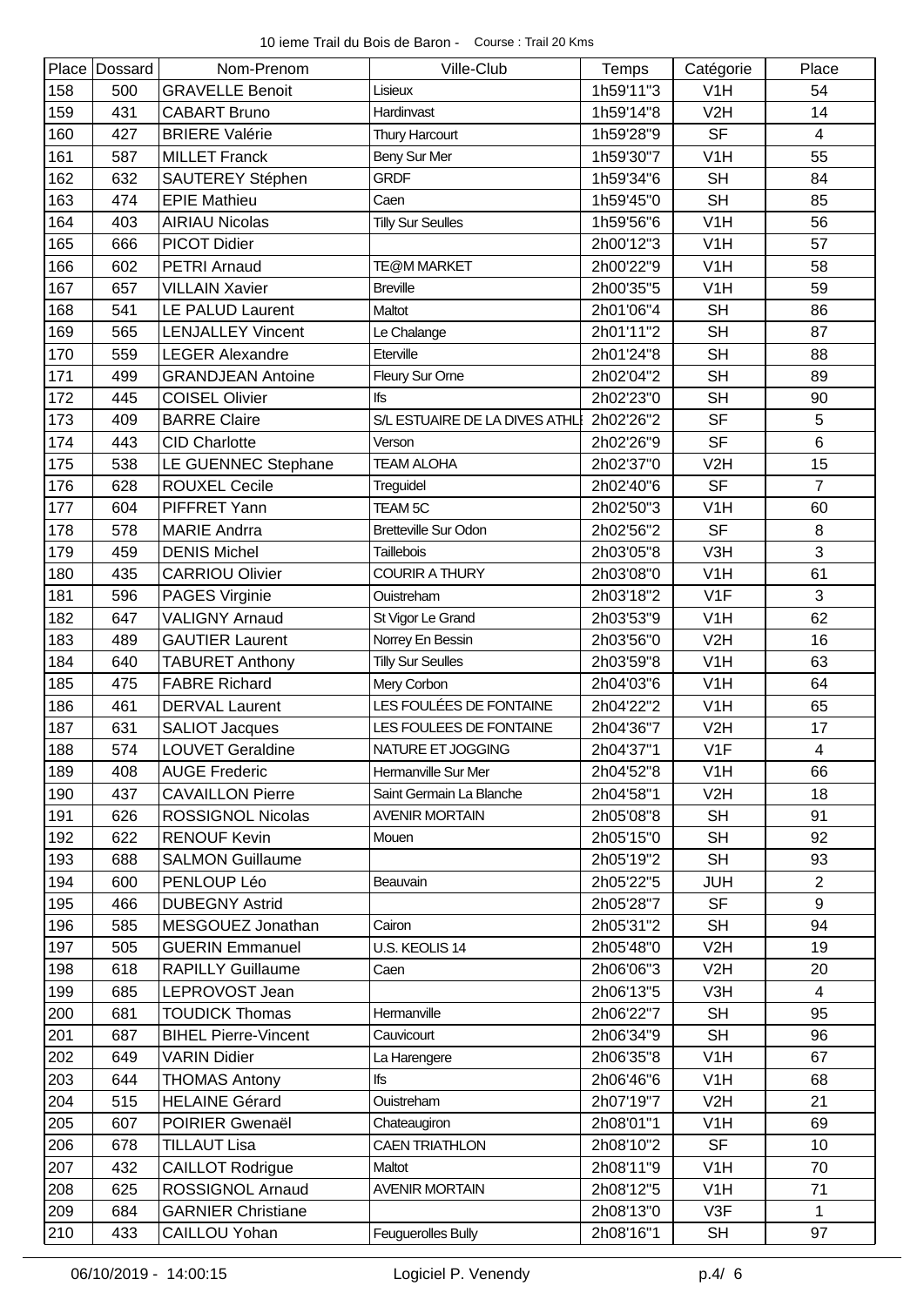10 ieme Trail du Bois de Baron - Course : Trail 20 Kms

| Place | Dossard | Nom-Prenom | Ville-Club | Temps | Catégorie | Place |
|---|---|---|---|---|---|---|
| 158 | 500 | GRAVELLE Benoit | Lisieux | 1h59'11"3 | V1H | 54 |
| 159 | 431 | CABART Bruno | Hardinvast | 1h59'14"8 | V2H | 14 |
| 160 | 427 | BRIERE Valérie | Thury Harcourt | 1h59'28"9 | SF | 4 |
| 161 | 587 | MILLET Franck | Beny Sur Mer | 1h59'30"7 | V1H | 55 |
| 162 | 632 | SAUTEREY Stéphen | GRDF | 1h59'34"6 | SH | 84 |
| 163 | 474 | EPIE Mathieu | Caen | 1h59'45"0 | SH | 85 |
| 164 | 403 | AIRIAU Nicolas | Tilly Sur Seulles | 1h59'56"6 | V1H | 56 |
| 165 | 666 | PICOT Didier | | 2h00'12"3 | V1H | 57 |
| 166 | 602 | PETRI Arnaud | TE@M MARKET | 2h00'22"9 | V1H | 58 |
| 167 | 657 | VILLAIN Xavier | Breville | 2h00'35"5 | V1H | 59 |
| 168 | 541 | LE PALUD Laurent | Maltot | 2h01'06"4 | SH | 86 |
| 169 | 565 | LENJALLEY Vincent | Le Chalange | 2h01'11"2 | SH | 87 |
| 170 | 559 | LEGER Alexandre | Eterville | 2h01'24"8 | SH | 88 |
| 171 | 499 | GRANDJEAN Antoine | Fleury Sur Orne | 2h02'04"2 | SH | 89 |
| 172 | 445 | COISEL Olivier | Ifs | 2h02'23"0 | SH | 90 |
| 173 | 409 | BARRE Claire | S/L ESTUAIRE DE LA DIVES ATHL | 2h02'26"2 | SF | 5 |
| 174 | 443 | CID Charlotte | Verson | 2h02'26"9 | SF | 6 |
| 175 | 538 | LE GUENNEC Stephane | TEAM ALOHA | 2h02'37"0 | V2H | 15 |
| 176 | 628 | ROUXEL Cecile | Treguidel | 2h02'40"6 | SF | 7 |
| 177 | 604 | PIFFRET Yann | TEAM 5C | 2h02'50"3 | V1H | 60 |
| 178 | 578 | MARIE Andrra | Bretteville Sur Odon | 2h02'56"2 | SF | 8 |
| 179 | 459 | DENIS Michel | Taillebois | 2h03'05"8 | V3H | 3 |
| 180 | 435 | CARRIOU Olivier | COURIR A THURY | 2h03'08"0 | V1H | 61 |
| 181 | 596 | PAGES Virginie | Ouistreham | 2h03'18"2 | V1F | 3 |
| 182 | 647 | VALIGNY Arnaud | St Vigor Le Grand | 2h03'53"9 | V1H | 62 |
| 183 | 489 | GAUTIER Laurent | Norrey En Bessin | 2h03'56"0 | V2H | 16 |
| 184 | 640 | TABURET Anthony | Tilly Sur Seulles | 2h03'59"8 | V1H | 63 |
| 185 | 475 | FABRE Richard | Mery Corbon | 2h04'03"6 | V1H | 64 |
| 186 | 461 | DERVAL Laurent | LES FOULÉES DE FONTAINE | 2h04'22"2 | V1H | 65 |
| 187 | 631 | SALIOT Jacques | LES FOULEES DE FONTAINE | 2h04'36"7 | V2H | 17 |
| 188 | 574 | LOUVET Geraldine | NATURE ET JOGGING | 2h04'37"1 | V1F | 4 |
| 189 | 408 | AUGE Frederic | Hermanville Sur Mer | 2h04'52"8 | V1H | 66 |
| 190 | 437 | CAVAILLON Pierre | Saint Germain La Blanche | 2h04'58"1 | V2H | 18 |
| 191 | 626 | ROSSIGNOL Nicolas | AVENIR MORTAIN | 2h05'08"8 | SH | 91 |
| 192 | 622 | RENOUF Kevin | Mouen | 2h05'15"0 | SH | 92 |
| 193 | 688 | SALMON Guillaume | | 2h05'19"2 | SH | 93 |
| 194 | 600 | PENLOUP Léo | Beauvain | 2h05'22"5 | JUH | 2 |
| 195 | 466 | DUBEGNY Astrid | | 2h05'28"7 | SF | 9 |
| 196 | 585 | MESGOUEZ Jonathan | Cairon | 2h05'31"2 | SH | 94 |
| 197 | 505 | GUERIN Emmanuel | U.S. KEOLIS 14 | 2h05'48"0 | V2H | 19 |
| 198 | 618 | RAPILLY Guillaume | Caen | 2h06'06"3 | V2H | 20 |
| 199 | 685 | LEPROVOST Jean | | 2h06'13"5 | V3H | 4 |
| 200 | 681 | TOUDICK Thomas | Hermanville | 2h06'22"7 | SH | 95 |
| 201 | 687 | BIHEL Pierre-Vincent | Cauvicourt | 2h06'34"9 | SH | 96 |
| 202 | 649 | VARIN Didier | La Harengere | 2h06'35"8 | V1H | 67 |
| 203 | 644 | THOMAS Antony | Ifs | 2h06'46"6 | V1H | 68 |
| 204 | 515 | HELAINE Gérard | Ouistreham | 2h07'19"7 | V2H | 21 |
| 205 | 607 | POIRIER Gwenaël | Chateaugiron | 2h08'01"1 | V1H | 69 |
| 206 | 678 | TILLAUT Lisa | CAEN TRIATHLON | 2h08'10"2 | SF | 10 |
| 207 | 432 | CAILLOT Rodrigue | Maltot | 2h08'11"9 | V1H | 70 |
| 208 | 625 | ROSSIGNOL Arnaud | AVENIR MORTAIN | 2h08'12"5 | V1H | 71 |
| 209 | 684 | GARNIER Christiane | | 2h08'13"0 | V3F | 1 |
| 210 | 433 | CAILLOU Yohan | Feuguerolles Bully | 2h08'16"1 | SH | 97 |

06/10/2019 - 14:00:15 Logiciel P. Venendy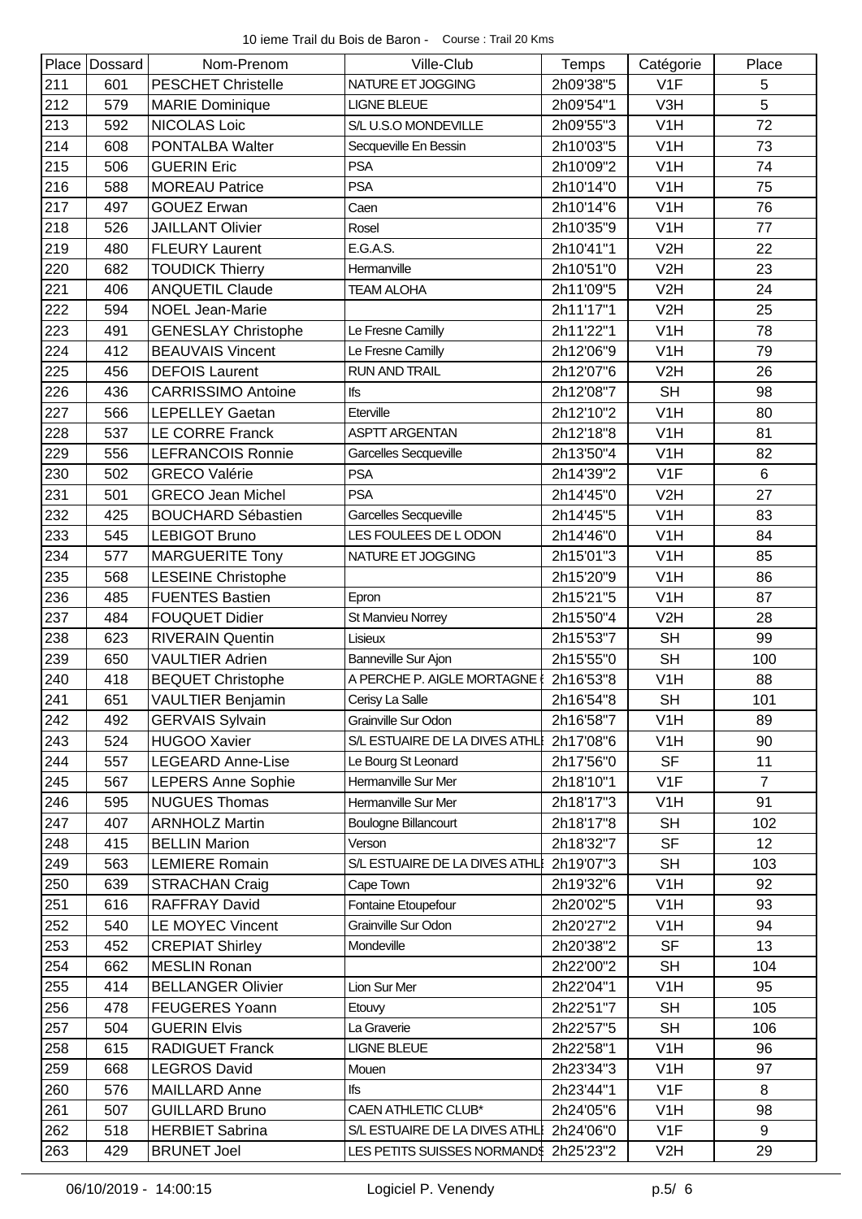10 ieme Trail du Bois de Baron - Course : Trail 20 Kms

| Place | Dossard | Nom-Prenom | Ville-Club | Temps | Catégorie | Place |
|---|---|---|---|---|---|---|
| 211 | 601 | PESCHET Christelle | NATURE ET JOGGING | 2h09'38"5 | V1F | 5 |
| 212 | 579 | MARIE Dominique | LIGNE BLEUE | 2h09'54"1 | V3H | 5 |
| 213 | 592 | NICOLAS Loic | S/L U.S.O MONDEVILLE | 2h09'55"3 | V1H | 72 |
| 214 | 608 | PONTALBA Walter | Secqueville En Bessin | 2h10'03"5 | V1H | 73 |
| 215 | 506 | GUERIN Eric | PSA | 2h10'09"2 | V1H | 74 |
| 216 | 588 | MOREAU Patrice | PSA | 2h10'14"0 | V1H | 75 |
| 217 | 497 | GOUEZ Erwan | Caen | 2h10'14"6 | V1H | 76 |
| 218 | 526 | JAILLANT Olivier | Rosel | 2h10'35"9 | V1H | 77 |
| 219 | 480 | FLEURY Laurent | E.G.A.S. | 2h10'41"1 | V2H | 22 |
| 220 | 682 | TOUDICK Thierry | Hermanville | 2h10'51"0 | V2H | 23 |
| 221 | 406 | ANQUETIL Claude | TEAM ALOHA | 2h11'09"5 | V2H | 24 |
| 222 | 594 | NOEL Jean-Marie |  | 2h11'17"1 | V2H | 25 |
| 223 | 491 | GENESLAY Christophe | Le Fresne Camilly | 2h11'22"1 | V1H | 78 |
| 224 | 412 | BEAUVAIS Vincent | Le Fresne Camilly | 2h12'06"9 | V1H | 79 |
| 225 | 456 | DEFOIS Laurent | RUN AND TRAIL | 2h12'07"6 | V2H | 26 |
| 226 | 436 | CARRISSIMO Antoine | Ifs | 2h12'08"7 | SH | 98 |
| 227 | 566 | LEPELLEY Gaetan | Eterville | 2h12'10"2 | V1H | 80 |
| 228 | 537 | LE CORRE Franck | ASPTT ARGENTAN | 2h12'18"8 | V1H | 81 |
| 229 | 556 | LEFRANCOIS Ronnie | Garcelles Secqueville | 2h13'50"4 | V1H | 82 |
| 230 | 502 | GRECO Valérie | PSA | 2h14'39"2 | V1F | 6 |
| 231 | 501 | GRECO Jean Michel | PSA | 2h14'45"0 | V2H | 27 |
| 232 | 425 | BOUCHARD Sébastien | Garcelles Secqueville | 2h14'45"5 | V1H | 83 |
| 233 | 545 | LEBIGOT Bruno | LES FOULEES DE L ODON | 2h14'46"0 | V1H | 84 |
| 234 | 577 | MARGUERITE Tony | NATURE ET JOGGING | 2h15'01"3 | V1H | 85 |
| 235 | 568 | LESEINE Christophe |  | 2h15'20"9 | V1H | 86 |
| 236 | 485 | FUENTES Bastien | Epron | 2h15'21"5 | V1H | 87 |
| 237 | 484 | FOUQUET Didier | St Manvieu Norrey | 2h15'50"4 | V2H | 28 |
| 238 | 623 | RIVERAIN Quentin | Lisieux | 2h15'53"7 | SH | 99 |
| 239 | 650 | VAULTIER Adrien | Banneville Sur Ajon | 2h15'55"0 | SH | 100 |
| 240 | 418 | BEQUET Christophe | A PERCHE P. AIGLE MORTAGNE | 2h16'53"8 | V1H | 88 |
| 241 | 651 | VAULTIER Benjamin | Cerisy La Salle | 2h16'54"8 | SH | 101 |
| 242 | 492 | GERVAIS Sylvain | Grainville Sur Odon | 2h16'58"7 | V1H | 89 |
| 243 | 524 | HUGOO Xavier | S/L ESTUAIRE DE LA DIVES ATHL | 2h17'08"6 | V1H | 90 |
| 244 | 557 | LEGEARD Anne-Lise | Le Bourg St Leonard | 2h17'56"0 | SF | 11 |
| 245 | 567 | LEPERS Anne Sophie | Hermanville Sur Mer | 2h18'10"1 | V1F | 7 |
| 246 | 595 | NUGUES Thomas | Hermanville Sur Mer | 2h18'17"3 | V1H | 91 |
| 247 | 407 | ARNHOLZ Martin | Boulogne Billancourt | 2h18'17"8 | SH | 102 |
| 248 | 415 | BELLIN Marion | Verson | 2h18'32"7 | SF | 12 |
| 249 | 563 | LEMIERE Romain | S/L ESTUAIRE DE LA DIVES ATHL | 2h19'07"3 | SH | 103 |
| 250 | 639 | STRACHAN Craig | Cape Town | 2h19'32"6 | V1H | 92 |
| 251 | 616 | RAFFRAY David | Fontaine Etoupefour | 2h20'02"5 | V1H | 93 |
| 252 | 540 | LE MOYEC Vincent | Grainville Sur Odon | 2h20'27"2 | V1H | 94 |
| 253 | 452 | CREPIAT Shirley | Mondeville | 2h20'38"2 | SF | 13 |
| 254 | 662 | MESLIN Ronan |  | 2h22'00"2 | SH | 104 |
| 255 | 414 | BELLANGER Olivier | Lion Sur Mer | 2h22'04"1 | V1H | 95 |
| 256 | 478 | FEUGERES Yoann | Etouvy | 2h22'51"7 | SH | 105 |
| 257 | 504 | GUERIN Elvis | La Graverie | 2h22'57"5 | SH | 106 |
| 258 | 615 | RADIGUET Franck | LIGNE BLEUE | 2h22'58"1 | V1H | 96 |
| 259 | 668 | LEGROS David | Mouen | 2h23'34"3 | V1H | 97 |
| 260 | 576 | MAILLARD Anne | Ifs | 2h23'44"1 | V1F | 8 |
| 261 | 507 | GUILLARD Bruno | CAEN ATHLETIC CLUB* | 2h24'05"6 | V1H | 98 |
| 262 | 518 | HERBIET Sabrina | S/L ESTUAIRE DE LA DIVES ATHL | 2h24'06"0 | V1F | 9 |
| 263 | 429 | BRUNET Joel | LES PETITS SUISSES NORMANDS | 2h25'23"2 | V2H | 29 |

06/10/2019 - 14:00:15 Logiciel P. Venendy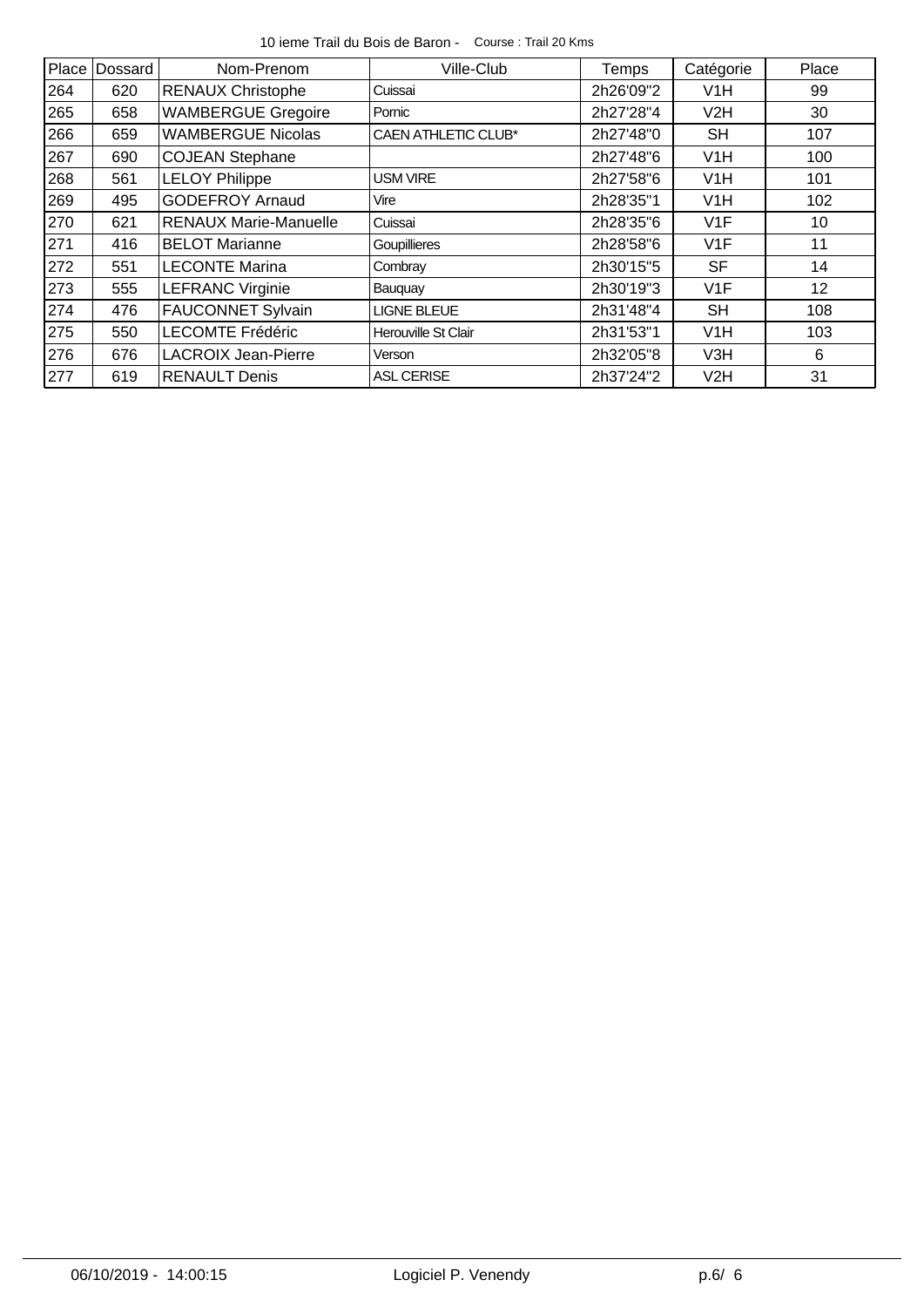10 ieme Trail du Bois de Baron - Course : Trail 20 Kms

| Place | Dossard | Nom-Prenom | Ville-Club | Temps | Catégorie | Place |
|---|---|---|---|---|---|---|
| 264 | 620 | RENAUX Christophe | Cuissai | 2h26'09"2 | V1H | 99 |
| 265 | 658 | WAMBERGUE Gregoire | Pornic | 2h27'28"4 | V2H | 30 |
| 266 | 659 | WAMBERGUE Nicolas | CAEN ATHLETIC CLUB* | 2h27'48"0 | SH | 107 |
| 267 | 690 | COJEAN Stephane | | 2h27'48"6 | V1H | 100 |
| 268 | 561 | LELOY Philippe | USM VIRE | 2h27'58"6 | V1H | 101 |
| 269 | 495 | GODEFROY Arnaud | Vire | 2h28'35"1 | V1H | 102 |
| 270 | 621 | RENAUX Marie-Manuelle | Cuissai | 2h28'35"6 | V1F | 10 |
| 271 | 416 | BELOT Marianne | Goupillieres | 2h28'58"6 | V1F | 11 |
| 272 | 551 | LECONTE Marina | Combray | 2h30'15"5 | SF | 14 |
| 273 | 555 | LEFRANC Virginie | Bauquay | 2h30'19"3 | V1F | 12 |
| 274 | 476 | FAUCONNET Sylvain | LIGNE BLEUE | 2h31'48"4 | SH | 108 |
| 275 | 550 | LECOMTE Frédéric | Herouville St Clair | 2h31'53"1 | V1H | 103 |
| 276 | 676 | LACROIX Jean-Pierre | Verson | 2h32'05"8 | V3H | 6 |
| 277 | 619 | RENAULT Denis | ASL CERISE | 2h37'24"2 | V2H | 31 |

06/10/2019 - 14:00:15 Logiciel P. Venendy